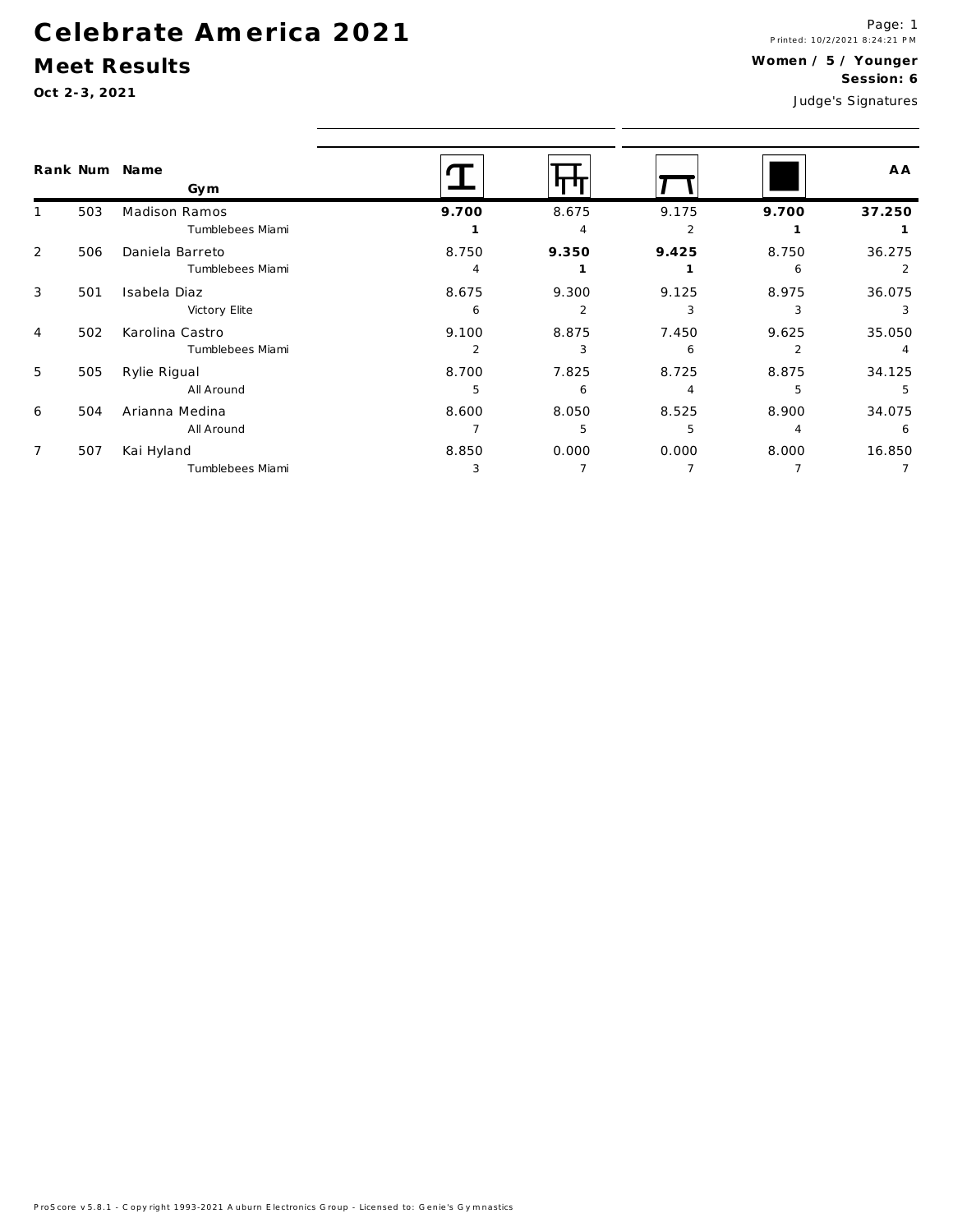# Celebrate America 2021

## Meet Results

**Oct 2-3, 2021**

Printed: 10/2/2021 8:24:21 PM

**Women / 5 / Younger**

**Session: 6**

Judge's Signatures

| Rank | Num | Name / Gym | Vault | Bars | Beam | Floor | AA |
|---|---|---|---|---|---|---|---|
| 1 | 503 | Madison Ramos | **9.700** | 8.675 | 9.175 | **9.700** | **37.250** |
| | | Tumblebees Miami | **1** | 4 | 2 | **1** | **1** |
| 2 | 506 | Daniela Barreto | 8.750 | **9.350** | **9.425** | 8.750 | 36.275 |
| | | Tumblebees Miami | 4 | **1** | **1** | 6 | 2 |
| 3 | 501 | Isabela Diaz | 8.675 | 9.300 | 9.125 | 8.975 | 36.075 |
| | | Victory Elite | 6 | 2 | 3 | 3 | 3 |
| 4 | 502 | Karolina Castro | 9.100 | 8.875 | 7.450 | 9.625 | 35.050 |
| | | Tumblebees Miami | 2 | 3 | 6 | 2 | 4 |
| 5 | 505 | Rylie Rigual | 8.700 | 7.825 | 8.725 | 8.875 | 34.125 |
| | | All Around | 5 | 6 | 4 | 5 | 5 |
| 6 | 504 | Arianna Medina | 8.600 | 8.050 | 8.525 | 8.900 | 34.075 |
| | | All Around | 7 | 5 | 5 | 4 | 6 |
| 7 | 507 | Kai Hyland | 8.850 | 0.000 | 0.000 | 8.000 | 16.850 |
| | | Tumblebees Miami | 3 | 7 | 7 | 7 | 7 |

ProScore v5.8.1 - Copyright 1993-2021 Auburn Electronics Group - Licensed to: Genie's Gymnastics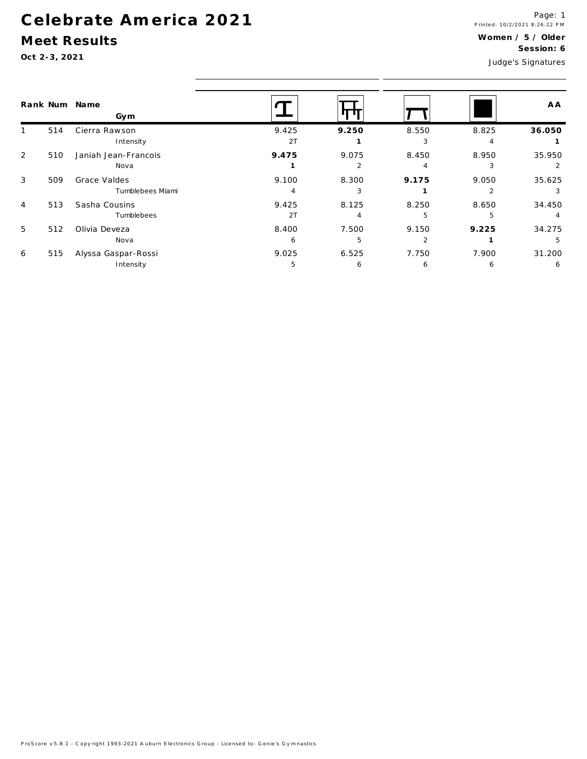# Celebrate America 2021

## Meet Results

**Oct 2-3, 2021**

Printed: 10/2/2021 8:26:22 PM

**Women / 5 / Older**

**Session: 6**

Judge's Signatures

| Rank | Num | Name / Gym | Vault | Bars | Beam | Floor | AA |
|---|---|---|---|---|---|---|---|
| 1 | 514 | Cierra Rawson<br>Intensity | 9.425<br>2T | **9.250**<br>**1** | 8.550<br>3 | 8.825<br>4 | **36.050**<br>**1** |
| 2 | 510 | Janiah Jean-Francois<br>Nova | **9.475**<br>**1** | 9.075<br>2 | 8.450<br>4 | 8.950<br>3 | 35.950<br>2 |
| 3 | 509 | Grace Valdes<br>Tumblebees Miami | 9.100<br>4 | 8.300<br>3 | **9.175**<br>**1** | 9.050<br>2 | 35.625<br>3 |
| 4 | 513 | Sasha Cousins<br>Tumblebees | 9.425<br>2T | 8.125<br>4 | 8.250<br>5 | 8.650<br>5 | 34.450<br>4 |
| 5 | 512 | Olivia Deveza<br>Nova | 8.400<br>6 | 7.500<br>5 | 9.150<br>2 | **9.225**<br>**1** | 34.275<br>5 |
| 6 | 515 | Alyssa Gaspar-Rossi<br>Intensity | 9.025<br>5 | 6.525<br>6 | 7.750<br>6 | 7.900<br>6 | 31.200<br>6 |

ProScore v5.8.1 - Copyright 1993-2021 Auburn Electronics Group - Licensed to: Genie's Gymnastics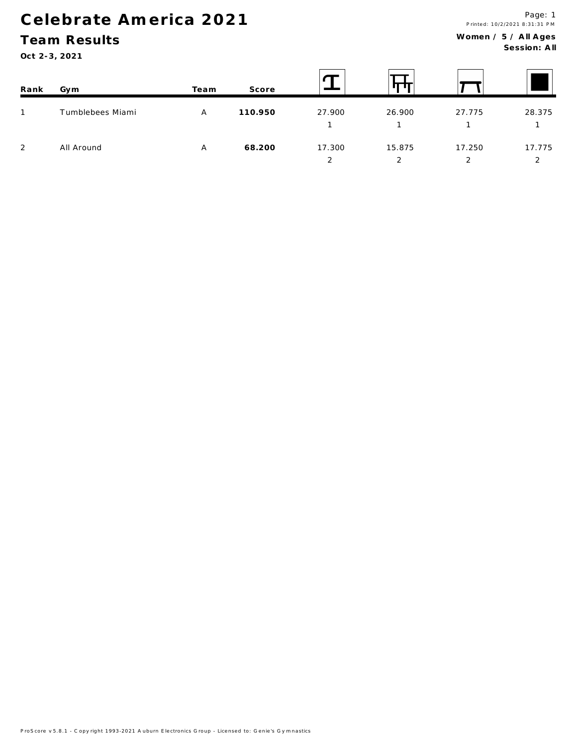# Celebrate America 2021

## Team Results

**Oct 2-3, 2021**

Printed: 10/2/2021 8:31:31 PM

**Women / 5 / All Ages**

**Session: All**

| Rank | Gym | Team | Score | Vault | Bars | Beam | Floor |
|---|---|---|---|---|---|---|---|
| 1 | Tumblebees Miami | A | **110.950** | 27.900<br>1 | 26.900<br>1 | 27.775<br>1 | 28.375<br>1 |
| 2 | All Around | A | **68.200** | 17.300<br>2 | 15.875<br>2 | 17.250<br>2 | 17.775<br>2 |

ProScore v5.8.1 - Copyright 1993-2021 Auburn Electronics Group - Licensed to: Genie's Gymnastics